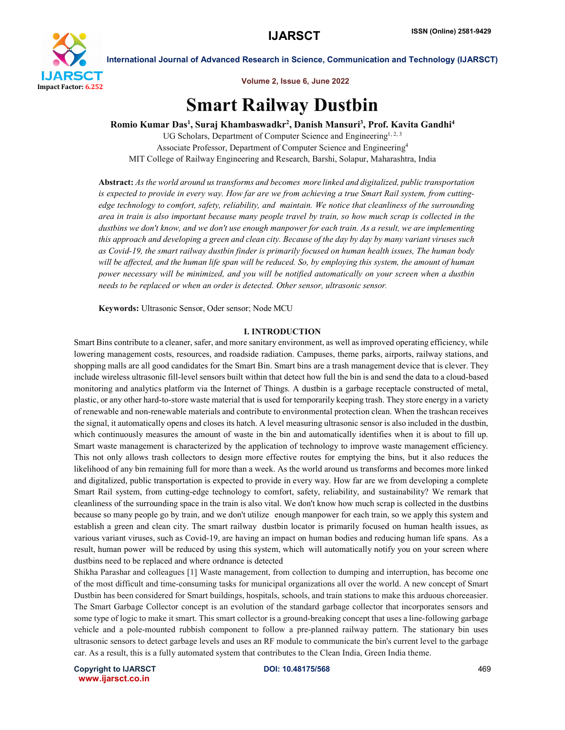# Smart Railway Dustbin

**Romio Kumar Das[1], Suraj Khambaswadkr[2], Danish Mansuri[3], Prof. Kavita Gandhi[4]**

UG Scholars, Department of Computer Science and Engineering[1, 2, 3]

Associate Professor, Department of Computer Science and Engineering[4]

MIT College of Railway Engineering and Research, Barshi, Solapur, Maharashtra, India

**Abstract:** *As the world around us transforms and becomes more linked and digitalized, public transportation is expected to provide in every way. How far are we from achieving a true Smart Rail system, from cutting-edge technology to comfort, safety, reliability, and maintain. We notice that cleanliness of the surrounding area in train is also important because many people travel by train, so how much scrap is collected in the dustbins we don't know, and we don't use enough manpower for each train. As a result, we are implementing this approach and developing a green and clean city. Because of the day by day by many variant viruses such as Covid-19, the smart railway dustbin finder is primarily focused on human health issues, The human body will be affected, and the human life span will be reduced. So, by employing this system, the amount of human power necessary will be minimized, and you will be notified automatically on your screen when a dustbin needs to be replaced or when an order is detected. Other sensor, ultrasonic sensor.*

**Keywords:** Ultrasonic Sensor, Oder sensor; Node MCU

## I. INTRODUCTION

Smart Bins contribute to a cleaner, safer, and more sanitary environment, as well as improved operating efficiency, while lowering management costs, resources, and roadside radiation. Campuses, theme parks, airports, railway stations, and shopping malls are all good candidates for the Smart Bin. Smart bins are a trash management device that is clever. They include wireless ultrasonic fill-level sensors built within that detect how full the bin is and send the data to a cloud-based monitoring and analytics platform via the Internet of Things. A dustbin is a garbage receptacle constructed of metal, plastic, or any other hard-to-store waste material that is used for temporarily keeping trash. They store energy in a variety of renewable and non-renewable materials and contribute to environmental protection clean. When the trashcan receives the signal, it automatically opens and closes its hatch. A level measuring ultrasonic sensor is also included in the dustbin, which continuously measures the amount of waste in the bin and automatically identifies when it is about to fill up. Smart waste management is characterized by the application of technology to improve waste management efficiency. This not only allows trash collectors to design more effective routes for emptying the bins, but it also reduces the likelihood of any bin remaining full for more than a week. As the world around us transforms and becomes more linked and digitalized, public transportation is expected to provide in every way. How far are we from developing a complete Smart Rail system, from cutting-edge technology to comfort, safety, reliability, and sustainability? We remark that cleanliness of the surrounding space in the train is also vital. We don't know how much scrap is collected in the dustbins because so many people go by train, and we don't utilize enough manpower for each train, so we apply this system and establish a green and clean city. The smart railway dustbin locator is primarily focused on human health issues, as various variant viruses, such as Covid-19, are having an impact on human bodies and reducing human life spans. As a result, human power will be reduced by using this system, which will automatically notify you on your screen where dustbins need to be replaced and where ordnance is detected

Shikha Parashar and colleagues [1] Waste management, from collection to dumping and interruption, has become one of the most difficult and time-consuming tasks for municipal organizations all over the world. A new concept of Smart Dustbin has been considered for Smart buildings, hospitals, schools, and train stations to make this arduous choreeasier. The Smart Garbage Collector concept is an evolution of the standard garbage collector that incorporates sensors and some type of logic to make it smart. This smart collector is a ground-breaking concept that uses a line-following garbage vehicle and a pole-mounted rubbish component to follow a pre-planned railway pattern. The stationary bin uses ultrasonic sensors to detect garbage levels and uses an RF module to communicate the bin's current level to the garbage car. As a result, this is a fully automated system that contributes to the Clean India, Green India theme.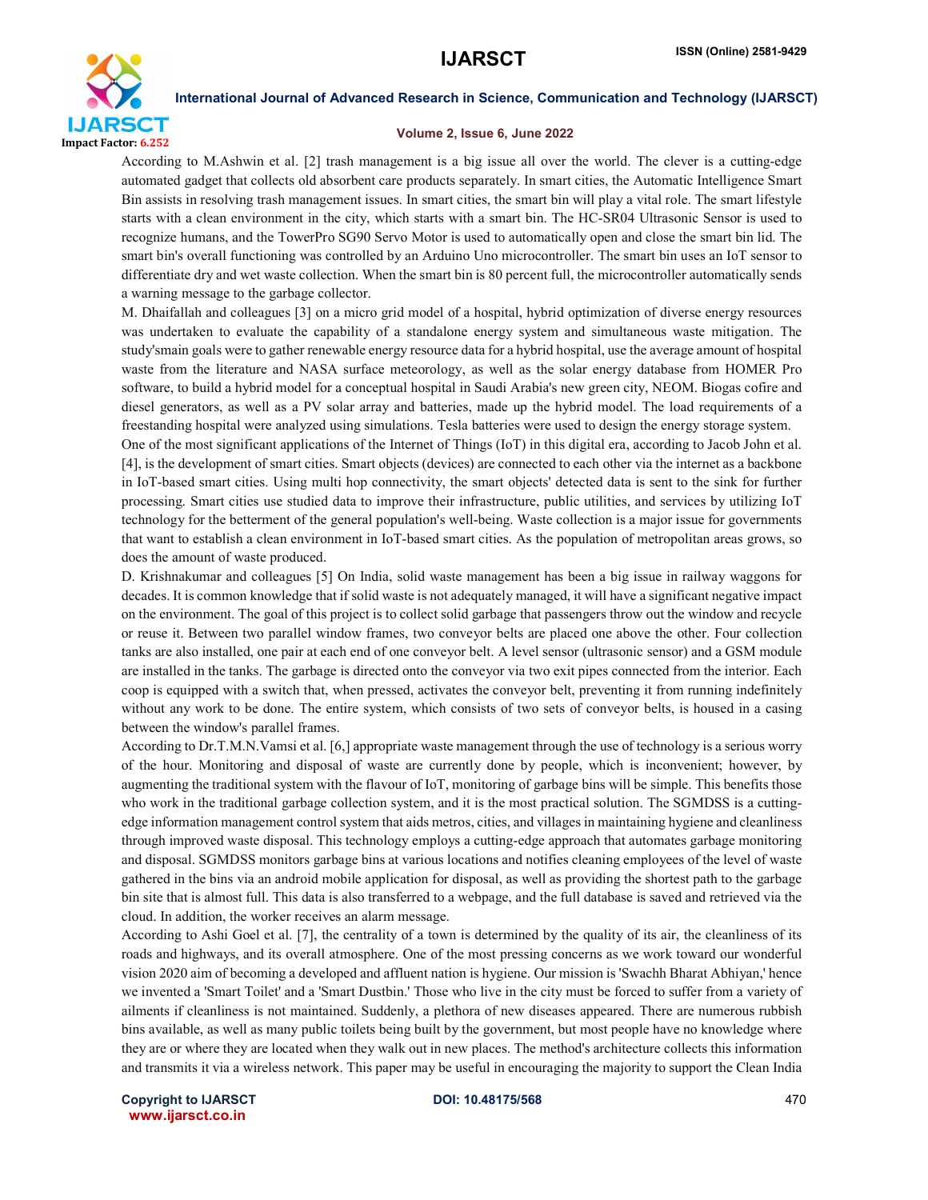According to M.Ashwin et al. [2] trash management is a big issue all over the world. The clever is a cutting-edge automated gadget that collects old absorbent care products separately. In smart cities, the Automatic Intelligence Smart Bin assists in resolving trash management issues. In smart cities, the smart bin will play a vital role. The smart lifestyle starts with a clean environment in the city, which starts with a smart bin. The HC-SR04 Ultrasonic Sensor is used to recognize humans, and the TowerPro SG90 Servo Motor is used to automatically open and close the smart bin lid. The smart bin's overall functioning was controlled by an Arduino Uno microcontroller. The smart bin uses an IoT sensor to differentiate dry and wet waste collection. When the smart bin is 80 percent full, the microcontroller automatically sends a warning message to the garbage collector.

M. Dhaifallah and colleagues [3] on a micro grid model of a hospital, hybrid optimization of diverse energy resources was undertaken to evaluate the capability of a standalone energy system and simultaneous waste mitigation. The study'smain goals were to gather renewable energy resource data for a hybrid hospital, use the average amount of hospital waste from the literature and NASA surface meteorology, as well as the solar energy database from HOMER Pro software, to build a hybrid model for a conceptual hospital in Saudi Arabia's new green city, NEOM. Biogas cofire and diesel generators, as well as a PV solar array and batteries, made up the hybrid model. The load requirements of a freestanding hospital were analyzed using simulations. Tesla batteries were used to design the energy storage system.

One of the most significant applications of the Internet of Things (IoT) in this digital era, according to Jacob John et al. [4], is the development of smart cities. Smart objects (devices) are connected to each other via the internet as a backbone in IoT-based smart cities. Using multi hop connectivity, the smart objects' detected data is sent to the sink for further processing. Smart cities use studied data to improve their infrastructure, public utilities, and services by utilizing IoT technology for the betterment of the general population's well-being. Waste collection is a major issue for governments that want to establish a clean environment in IoT-based smart cities. As the population of metropolitan areas grows, so does the amount of waste produced.

D. Krishnakumar and colleagues [5] On India, solid waste management has been a big issue in railway waggons for decades. It is common knowledge that if solid waste is not adequately managed, it will have a significant negative impact on the environment. The goal of this project is to collect solid garbage that passengers throw out the window and recycle or reuse it. Between two parallel window frames, two conveyor belts are placed one above the other. Four collection tanks are also installed, one pair at each end of one conveyor belt. A level sensor (ultrasonic sensor) and a GSM module are installed in the tanks. The garbage is directed onto the conveyor via two exit pipes connected from the interior. Each coop is equipped with a switch that, when pressed, activates the conveyor belt, preventing it from running indefinitely without any work to be done. The entire system, which consists of two sets of conveyor belts, is housed in a casing between the window's parallel frames.

According to Dr.T.M.N.Vamsi et al. [6,] appropriate waste management through the use of technology is a serious worry of the hour. Monitoring and disposal of waste are currently done by people, which is inconvenient; however, by augmenting the traditional system with the flavour of IoT, monitoring of garbage bins will be simple. This benefits those who work in the traditional garbage collection system, and it is the most practical solution. The SGMDSS is a cutting-edge information management control system that aids metros, cities, and villages in maintaining hygiene and cleanliness through improved waste disposal. This technology employs a cutting-edge approach that automates garbage monitoring and disposal. SGMDSS monitors garbage bins at various locations and notifies cleaning employees of the level of waste gathered in the bins via an android mobile application for disposal, as well as providing the shortest path to the garbage bin site that is almost full. This data is also transferred to a webpage, and the full database is saved and retrieved via the cloud. In addition, the worker receives an alarm message.

According to Ashi Goel et al. [7], the centrality of a town is determined by the quality of its air, the cleanliness of its roads and highways, and its overall atmosphere. One of the most pressing concerns as we work toward our wonderful vision 2020 aim of becoming a developed and affluent nation is hygiene. Our mission is 'Swachh Bharat Abhiyan,' hence we invented a 'Smart Toilet' and a 'Smart Dustbin.' Those who live in the city must be forced to suffer from a variety of ailments if cleanliness is not maintained. Suddenly, a plethora of new diseases appeared. There are numerous rubbish bins available, as well as many public toilets being built by the government, but most people have no knowledge where they are or where they are located when they walk out in new places. The method's architecture collects this information and transmits it via a wireless network. This paper may be useful in encouraging the majority to support the Clean India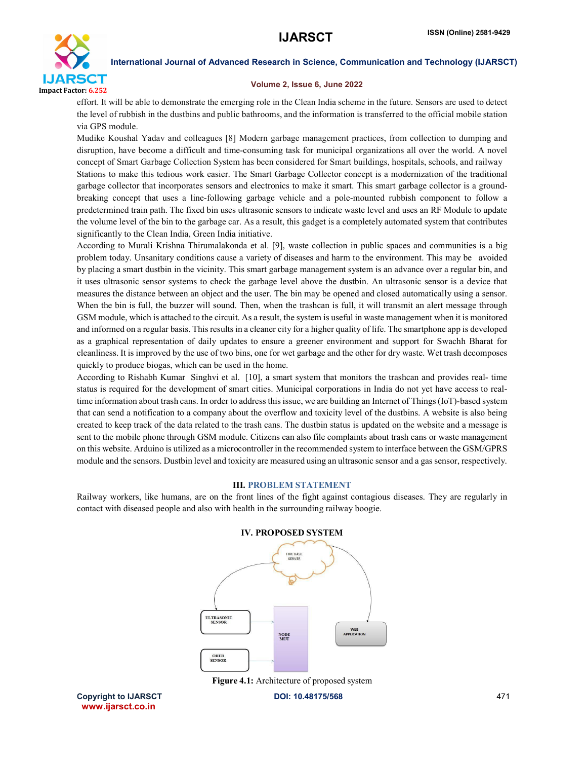effort. It will be able to demonstrate the emerging role in the Clean India scheme in the future. Sensors are used to detect the level of rubbish in the dustbins and public bathrooms, and the information is transferred to the official mobile station via GPS module.

Mudike Koushal Yadav and colleagues [8] Modern garbage management practices, from collection to dumping and disruption, have become a difficult and time-consuming task for municipal organizations all over the world. A novel concept of Smart Garbage Collection System has been considered for Smart buildings, hospitals, schools, and railway Stations to make this tedious work easier. The Smart Garbage Collector concept is a modernization of the traditional garbage collector that incorporates sensors and electronics to make it smart. This smart garbage collector is a ground-breaking concept that uses a line-following garbage vehicle and a pole-mounted rubbish component to follow a predetermined train path. The fixed bin uses ultrasonic sensors to indicate waste level and uses an RF Module to update the volume level of the bin to the garbage car. As a result, this gadget is a completely automated system that contributes significantly to the Clean India, Green India initiative.

According to Murali Krishna Thirumalakonda et al. [9], waste collection in public spaces and communities is a big problem today. Unsanitary conditions cause a variety of diseases and harm to the environment. This may be avoided by placing a smart dustbin in the vicinity. This smart garbage management system is an advance over a regular bin, and it uses ultrasonic sensor systems to check the garbage level above the dustbin. An ultrasonic sensor is a device that measures the distance between an object and the user. The bin may be opened and closed automatically using a sensor. When the bin is full, the buzzer will sound. Then, when the trashcan is full, it will transmit an alert message through GSM module, which is attached to the circuit. As a result, the system is useful in waste management when it is monitored and informed on a regular basis. This results in a cleaner city for a higher quality of life. The smartphone app is developed as a graphical representation of daily updates to ensure a greener environment and support for Swachh Bharat for cleanliness. It is improved by the use of two bins, one for wet garbage and the other for dry waste. Wet trash decomposes quickly to produce biogas, which can be used in the home.

According to Rishabh Kumar Singhvi et al. [10], a smart system that monitors the trashcan and provides real- time status is required for the development of smart cities. Municipal corporations in India do not yet have access to real-time information about trash cans. In order to address this issue, we are building an Internet of Things (IoT)-based system that can send a notification to a company about the overflow and toxicity level of the dustbins. A website is also being created to keep track of the data related to the trash cans. The dustbin status is updated on the website and a message is sent to the mobile phone through GSM module. Citizens can also file complaints about trash cans or waste management on this website. Arduino is utilized as a microcontroller in the recommended system to interface between the GSM/GPRS module and the sensors. Dustbin level and toxicity are measured using an ultrasonic sensor and a gas sensor, respectively.

## III. PROBLEM STATEMENT

Railway workers, like humans, are on the front lines of the fight against contagious diseases. They are regularly in contact with diseased people and also with health in the surrounding railway boogie.

## IV. PROPOSED SYSTEM

FIRE BASE SERVER

ULTRASONIC SENSOR

ODER SENSOR

NODE MCU

WEB APPLICATION

**Figure 4.1:** Architecture of proposed system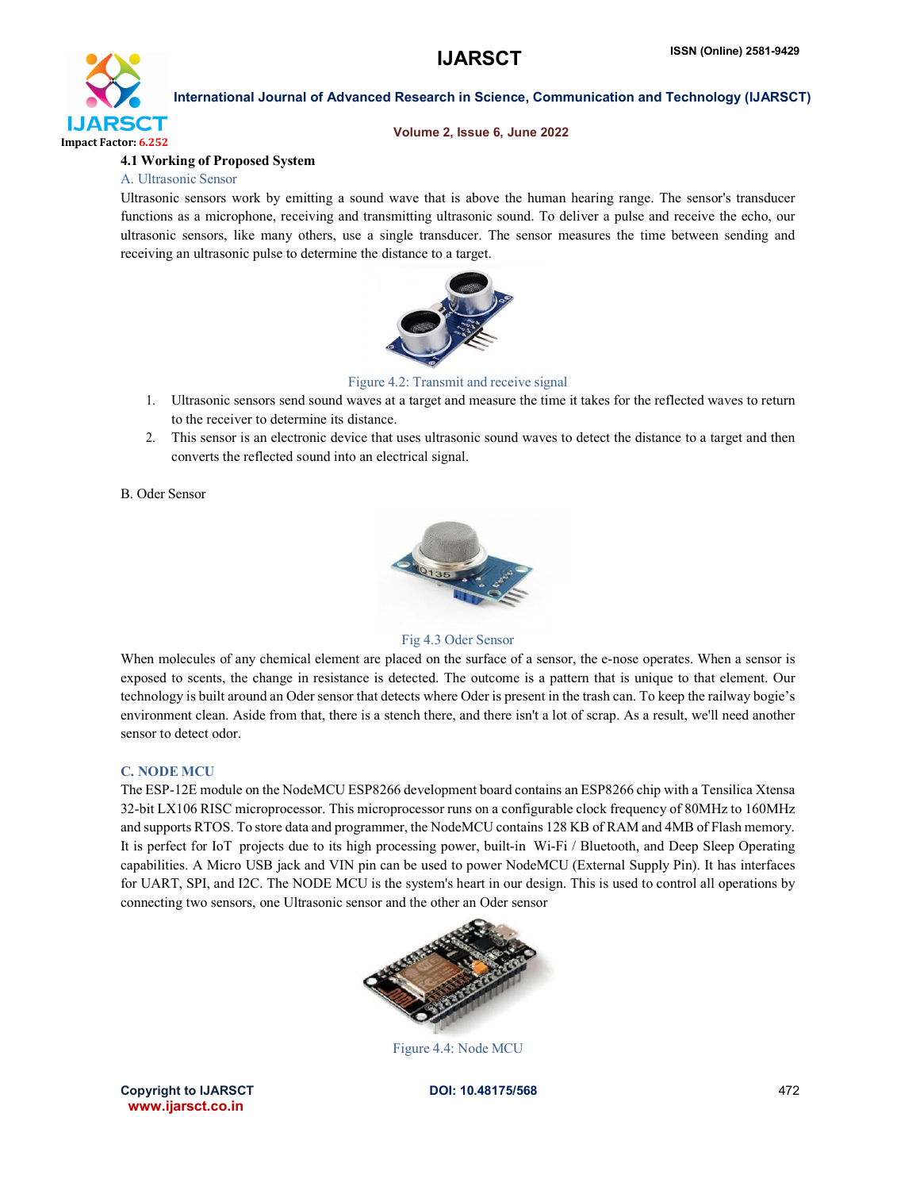### 4.1 Working of Proposed System

#### A. Ultrasonic Sensor

Ultrasonic sensors work by emitting a sound wave that is above the human hearing range. The sensor's transducer functions as a microphone, receiving and transmitting ultrasonic sound. To deliver a pulse and receive the echo, our ultrasonic sensors, like many others, use a single transducer. The sensor measures the time between sending and receiving an ultrasonic pulse to determine the distance to a target.

Figure 4.2: Transmit and receive signal

1. Ultrasonic sensors send sound waves at a target and measure the time it takes for the reflected waves to return to the receiver to determine its distance.
2. This sensor is an electronic device that uses ultrasonic sound waves to detect the distance to a target and then converts the reflected sound into an electrical signal.

#### B. Oder Sensor

Fig 4.3 Oder Sensor

When molecules of any chemical element are placed on the surface of a sensor, the e-nose operates. When a sensor is exposed to scents, the change in resistance is detected. The outcome is a pattern that is unique to that element. Our technology is built around an Oder sensor that detects where Oder is present in the trash can. To keep the railway bogie's environment clean. Aside from that, there is a stench there, and there isn't a lot of scrap. As a result, we'll need another sensor to detect odor.

#### C. NODE MCU

The ESP-12E module on the NodeMCU ESP8266 development board contains an ESP8266 chip with a Tensilica Xtensa 32-bit LX106 RISC microprocessor. This microprocessor runs on a configurable clock frequency of 80MHz to 160MHz and supports RTOS. To store data and programmer, the NodeMCU contains 128 KB of RAM and 4MB of Flash memory. It is perfect for IoT projects due to its high processing power, built-in Wi-Fi / Bluetooth, and Deep Sleep Operating capabilities. A Micro USB jack and VIN pin can be used to power NodeMCU (External Supply Pin). It has interfaces for UART, SPI, and I2C. The NODE MCU is the system's heart in our design. This is used to control all operations by connecting two sensors, one Ultrasonic sensor and the other an Oder sensor

Figure 4.4: Node MCU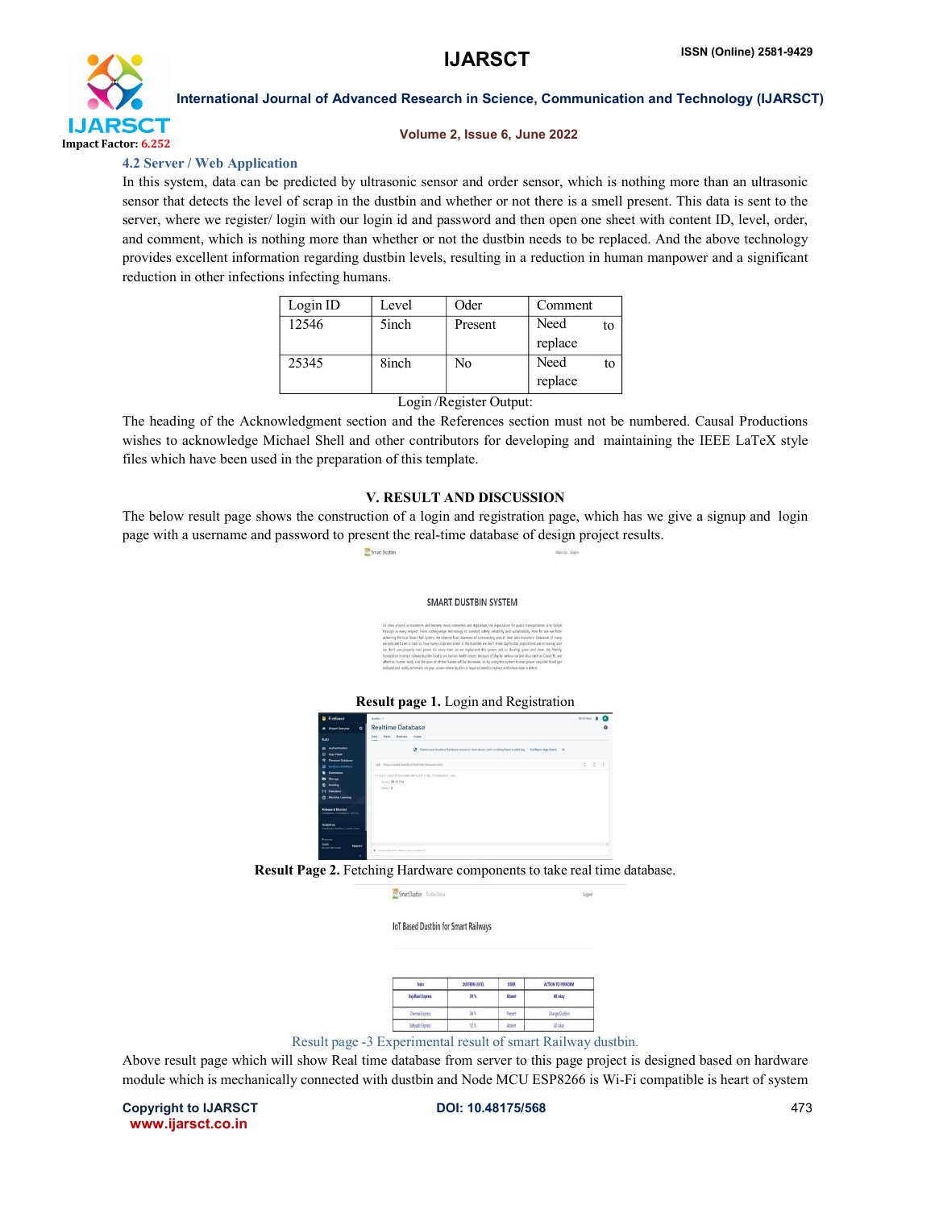### 4.2 Server / Web Application

In this system, data can be predicted by ultrasonic sensor and order sensor, which is nothing more than an ultrasonic sensor that detects the level of scrap in the dustbin and whether or not there is a smell present. This data is sent to the server, where we register/ login with our login id and password and then open one sheet with content ID, level, order, and comment, which is nothing more than whether or not the dustbin needs to be replaced. And the above technology provides excellent information regarding dustbin levels, resulting in a reduction in human manpower and a significant reduction in other infections infecting humans.

| Login ID | Level | Oder | Comment |
|---|---|---|---|
| 12546 | 5inch | Present | Need to replace |
| 25345 | 8inch | No | Need to replace |

Login /Register Output:

The heading of the Acknowledgment section and the References section must not be numbered. Causal Productions wishes to acknowledge Michael Shell and other contributors for developing and maintaining the IEEE LaTeX style files which have been used in the preparation of this template.

## V. RESULT AND DISCUSSION

The below result page shows the construction of a login and registration page, which has we give a signup and login page with a username and password to present the real-time database of design project results.

**Result page 1.** Login and Registration

**Result Page 2.** Fetching Hardware components to take real time database.

Result page -3 Experimental result of smart Railway dustbin.

Above result page which will show Real time database from server to this page project is designed based on hardware module which is mechanically connected with dustbin and Node MCU ESP8266 is Wi-Fi compatible is heart of system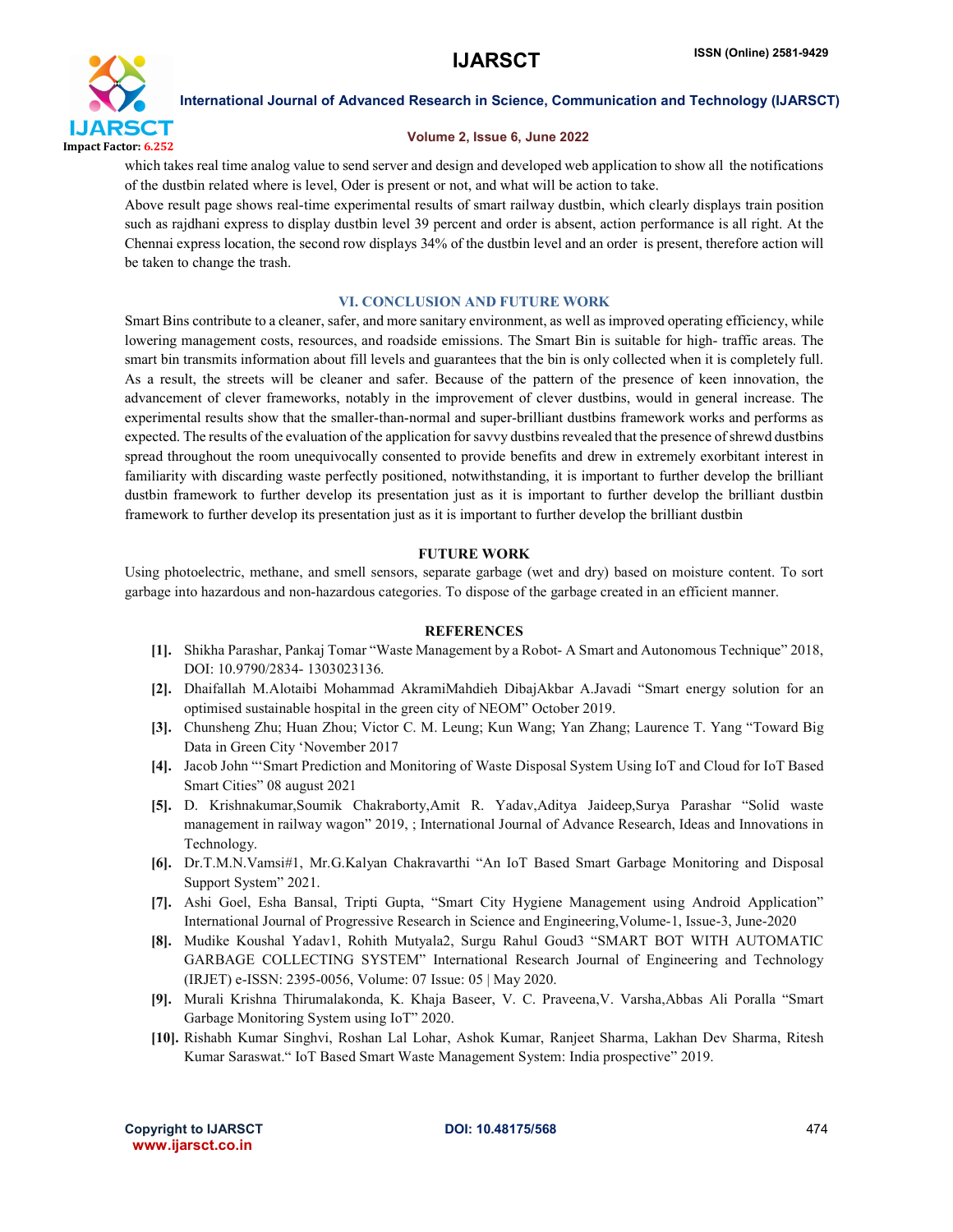which takes real time analog value to send server and design and developed web application to show all the notifications of the dustbin related where is level, Oder is present or not, and what will be action to take.

Above result page shows real-time experimental results of smart railway dustbin, which clearly displays train position such as rajdhani express to display dustbin level 39 percent and order is absent, action performance is all right. At the Chennai express location, the second row displays 34% of the dustbin level and an order is present, therefore action will be taken to change the trash.

## VI. CONCLUSION AND FUTURE WORK

Smart Bins contribute to a cleaner, safer, and more sanitary environment, as well as improved operating efficiency, while lowering management costs, resources, and roadside emissions. The Smart Bin is suitable for high- traffic areas. The smart bin transmits information about fill levels and guarantees that the bin is only collected when it is completely full. As a result, the streets will be cleaner and safer. Because of the pattern of the presence of keen innovation, the advancement of clever frameworks, notably in the improvement of clever dustbins, would in general increase. The experimental results show that the smaller-than-normal and super-brilliant dustbins framework works and performs as expected. The results of the evaluation of the application for savvy dustbins revealed that the presence of shrewd dustbins spread throughout the room unequivocally consented to provide benefits and drew in extremely exorbitant interest in familiarity with discarding waste perfectly positioned, notwithstanding, it is important to further develop the brilliant dustbin framework to further develop its presentation just as it is important to further develop the brilliant dustbin framework to further develop its presentation just as it is important to further develop the brilliant dustbin

## FUTURE WORK

Using photoelectric, methane, and smell sensors, separate garbage (wet and dry) based on moisture content. To sort garbage into hazardous and non-hazardous categories. To dispose of the garbage created in an efficient manner.

## REFERENCES

[1]. Shikha Parashar, Pankaj Tomar "Waste Management by a Robot- A Smart and Autonomous Technique" 2018, DOI: 10.9790/2834- 1303023136.

[2]. Dhaifallah M.Alotaibi Mohammad AkramiMahdieh DibajAkbar A.Javadi "Smart energy solution for an optimised sustainable hospital in the green city of NEOM" October 2019.

[3]. Chunsheng Zhu; Huan Zhou; Victor C. M. Leung; Kun Wang; Yan Zhang; Laurence T. Yang "Toward Big Data in Green City 'November 2017

[4]. Jacob John "'Smart Prediction and Monitoring of Waste Disposal System Using IoT and Cloud for IoT Based Smart Cities" 08 august 2021

[5]. D. Krishnakumar,Soumik Chakraborty,Amit R. Yadav,Aditya Jaideep,Surya Parashar "Solid waste management in railway wagon" 2019, ; International Journal of Advance Research, Ideas and Innovations in Technology.

[6]. Dr.T.M.N.Vamsi#1, Mr.G.Kalyan Chakravarthi "An IoT Based Smart Garbage Monitoring and Disposal Support System" 2021.

[7]. Ashi Goel, Esha Bansal, Tripti Gupta, "Smart City Hygiene Management using Android Application" International Journal of Progressive Research in Science and Engineering,Volume-1, Issue-3, June-2020

[8]. Mudike Koushal Yadav1, Rohith Mutyala2, Surgu Rahul Goud3 "SMART BOT WITH AUTOMATIC GARBAGE COLLECTING SYSTEM" International Research Journal of Engineering and Technology (IRJET) e-ISSN: 2395-0056, Volume: 07 Issue: 05 | May 2020.

[9]. Murali Krishna Thirumalakonda, K. Khaja Baseer, V. C. Praveena,V. Varsha,Abbas Ali Poralla "Smart Garbage Monitoring System using IoT" 2020.

[10]. Rishabh Kumar Singhvi, Roshan Lal Lohar, Ashok Kumar, Ranjeet Sharma, Lakhan Dev Sharma, Ritesh Kumar Saraswat." IoT Based Smart Waste Management System: India prospective" 2019.